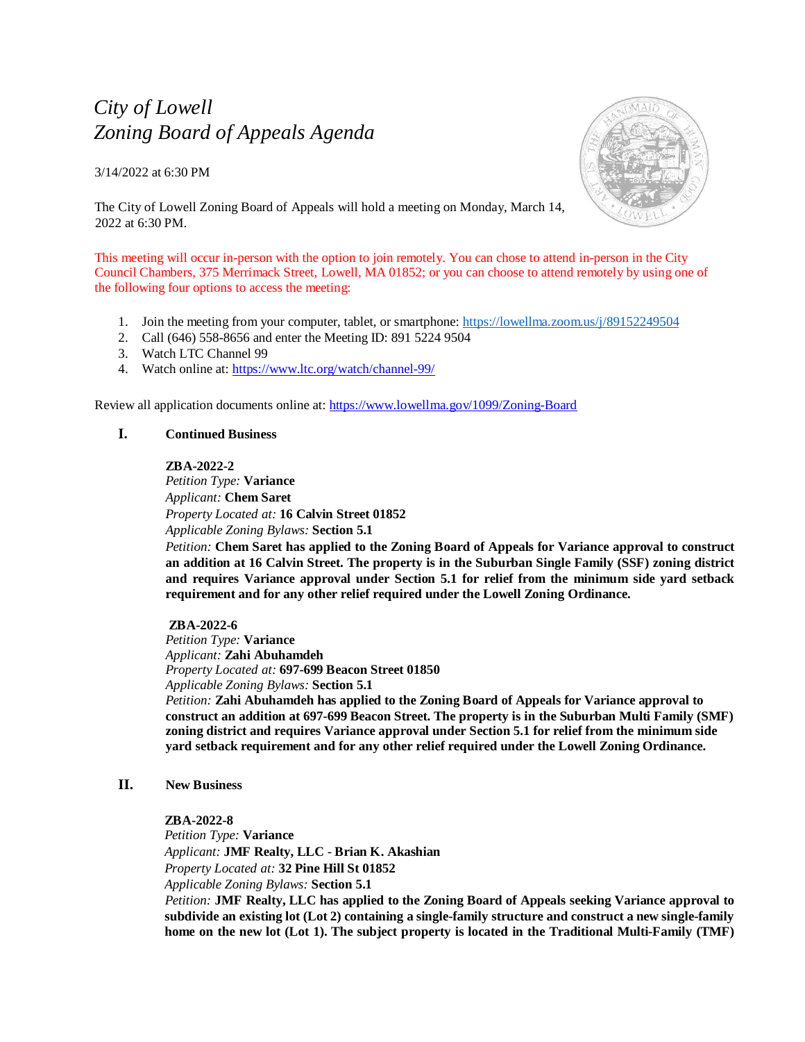# *City of Lowell*
# *Zoning Board of Appeals Agenda*

3/14/2022 at 6:30 PM

The City of Lowell Zoning Board of Appeals will hold a meeting on Monday, March 14, 2022 at 6:30 PM.

This meeting will occur in-person with the option to join remotely. You can chose to attend in-person in the City Council Chambers, 375 Merrimack Street, Lowell, MA 01852; or you can choose to attend remotely by using one of the following four options to access the meeting:

1. Join the meeting from your computer, tablet, or smartphone: https://lowellma.zoom.us/j/89152249504
2. Call (646) 558-8656 and enter the Meeting ID: 891 5224 9504
3. Watch LTC Channel 99
4. Watch online at: https://www.ltc.org/watch/channel-99/

Review all application documents online at: https://www.lowellma.gov/1099/Zoning-Board

## I. Continued Business

**ZBA-2022-2**
*Petition Type:* **Variance**
*Applicant:* **Chem Saret**
*Property Located at:* **16 Calvin Street 01852**
*Applicable Zoning Bylaws:* **Section 5.1**
*Petition:* **Chem Saret has applied to the Zoning Board of Appeals for Variance approval to construct an addition at 16 Calvin Street. The property is in the Suburban Single Family (SSF) zoning district and requires Variance approval under Section 5.1 for relief from the minimum side yard setback requirement and for any other relief required under the Lowell Zoning Ordinance.**

**ZBA-2022-6**
*Petition Type:* **Variance**
*Applicant:* **Zahi Abuhamdeh**
*Property Located at:* **697-699 Beacon Street 01850**
*Applicable Zoning Bylaws:* **Section 5.1**
*Petition:* **Zahi Abuhamdeh has applied to the Zoning Board of Appeals for Variance approval to construct an addition at 697-699 Beacon Street. The property is in the Suburban Multi Family (SMF) zoning district and requires Variance approval under Section 5.1 for relief from the minimum side yard setback requirement and for any other relief required under the Lowell Zoning Ordinance.**

## II. New Business

**ZBA-2022-8**
*Petition Type:* **Variance**
*Applicant:* **JMF Realty, LLC - Brian K. Akashian**
*Property Located at:* **32 Pine Hill St 01852**
*Applicable Zoning Bylaws:* **Section 5.1**
*Petition:* **JMF Realty, LLC has applied to the Zoning Board of Appeals seeking Variance approval to subdivide an existing lot (Lot 2) containing a single-family structure and construct a new single-family home on the new lot (Lot 1). The subject property is located in the Traditional Multi-Family (TMF)**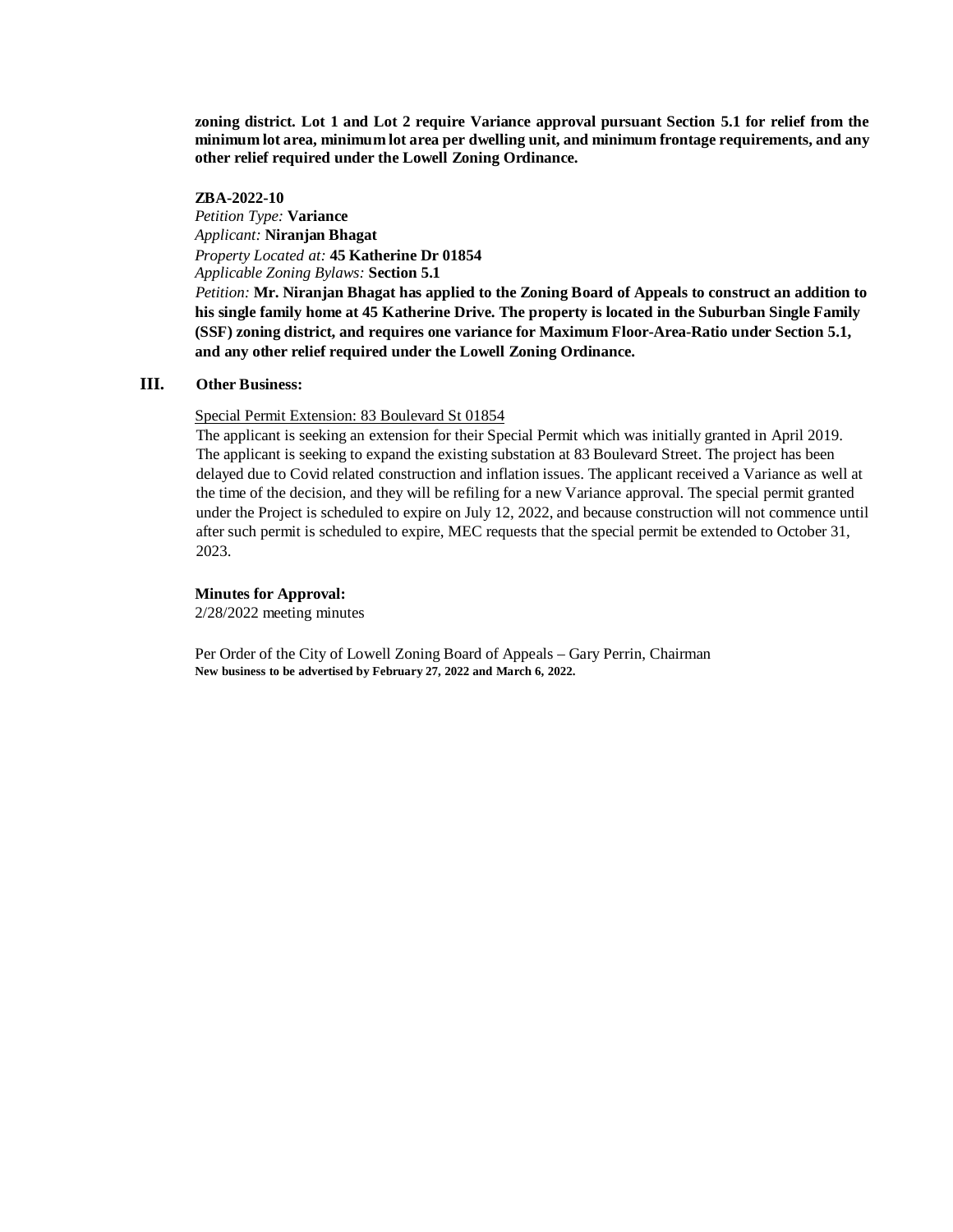**zoning district. Lot 1 and Lot 2 require Variance approval pursuant Section 5.1 for relief from the minimum lot area, minimum lot area per dwelling unit, and minimum frontage requirements, and any other relief required under the Lowell Zoning Ordinance.**

**ZBA-2022-10**
*Petition Type:* **Variance**
*Applicant:* **Niranjan Bhagat**
*Property Located at:* **45 Katherine Dr 01854**
*Applicable Zoning Bylaws:* **Section 5.1**
*Petition:* **Mr. Niranjan Bhagat has applied to the Zoning Board of Appeals to construct an addition to his single family home at 45 Katherine Drive. The property is located in the Suburban Single Family (SSF) zoning district, and requires one variance for Maximum Floor-Area-Ratio under Section 5.1, and any other relief required under the Lowell Zoning Ordinance.**

## III. Other Business:

Special Permit Extension: 83 Boulevard St 01854

The applicant is seeking an extension for their Special Permit which was initially granted in April 2019. The applicant is seeking to expand the existing substation at 83 Boulevard Street. The project has been delayed due to Covid related construction and inflation issues. The applicant received a Variance as well at the time of the decision, and they will be refiling for a new Variance approval. The special permit granted under the Project is scheduled to expire on July 12, 2022, and because construction will not commence until after such permit is scheduled to expire, MEC requests that the special permit be extended to October 31, 2023.

**Minutes for Approval:**
2/28/2022 meeting minutes

Per Order of the City of Lowell Zoning Board of Appeals – Gary Perrin, Chairman
**New business to be advertised by February 27, 2022 and March 6, 2022.**